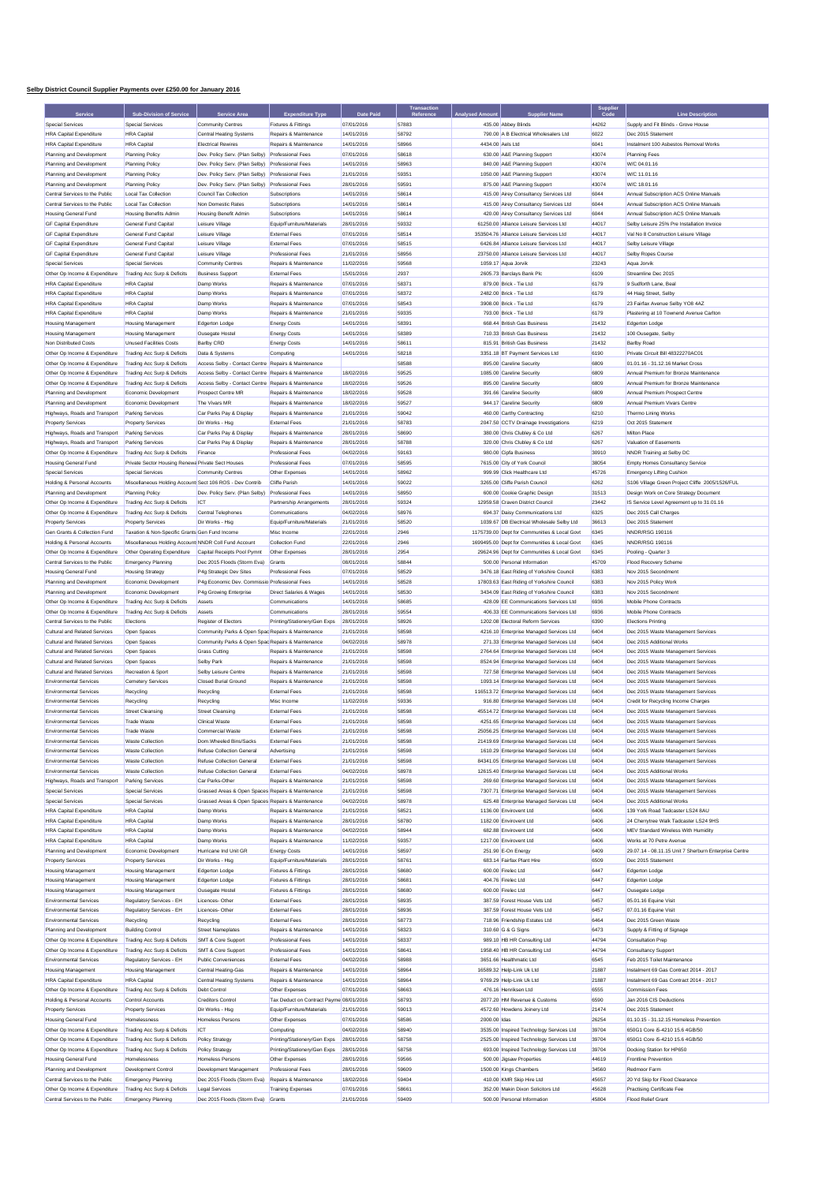## Selby District Council Supplier Payments over £250.00 for January 2016

| Service | Sub-Division of Service | Service Area | Expenditure Type | Date Paid | Transaction Reference | Analysed Amount | Supplier Name | Supplier Code | Line Description |
|---|---|---|---|---|---|---|---|---|---|
| Special Services | Special Services | Community Centres | Fixtures & Fittings | 07/01/2016 | 57883 | 435.00 | Abbey Blinds | 44262 | Supply and Fit Blinds - Grove House |
| HRA Capital Expenditure | HRA Capital | Central Heating Systems | Repairs & Maintenance | 14/01/2016 | 58792 | 790.00 | A B Electrical Wholesalers Ltd | 6022 | Dec 2015 Statement |
| HRA Capital Expenditure | HRA Capital | Electrical Rewires | Repairs & Maintenance | 14/01/2016 | 58966 | 4434.00 | Aels Ltd | 6041 | Instalment 100 Asbestos Removal Works |
| Planning and Development | Planning Policy | Dev. Policy Serv. (Plan Selby) | Professional Fees | 07/01/2016 | 58618 | 630.00 | A&E Planning Support | 43074 | Planning Fees |
| Planning and Development | Planning Policy | Dev. Policy Serv. (Plan Selby) | Professional Fees | 14/01/2016 | 58963 | 840.00 | A&E Planning Support | 43074 | W/C 04.01.16 |
| Planning and Development | Planning Policy | Dev. Policy Serv. (Plan Selby) | Professional Fees | 21/01/2016 | 59351 | 1050.00 | A&E Planning Support | 43074 | W/C 11.01.16 |
| Planning and Development | Planning Policy | Dev. Policy Serv. (Plan Selby) | Professional Fees | 28/01/2016 | 59591 | 875.00 | A&E Planning Support | 43074 | W/C 18.01.16 |
| Central Services to the Public | Local Tax Collection | Council Tax Collection | Subscriptions | 14/01/2016 | 58614 | 415.00 | Airey Consultancy Services Ltd | 6044 | Annual Subscription ACS Online Manuals |
| Central Services to the Public | Local Tax Collection | Non Domestic Rates | Subscriptions | 14/01/2016 | 58614 | 415.00 | Airey Consultancy Services Ltd | 6044 | Annual Subscription ACS Online Manuals |
| Housing General Fund | Housing Benefits Admin | Housing Benefit Admin | Subscriptions | 14/01/2016 | 58614 | 420.00 | Airey Consultancy Services Ltd | 6044 | Annual Subscription ACS Online Manuals |
| GF Capital Expenditure | General Fund Capital | Leisure Village | Equip/Furniture/Materials | 28/01/2016 | 59332 | 61250.00 | Alliance Leisure Services Ltd | 44017 | Selby Leisure 25% Pre Installation Invoice |
| GF Capital Expenditure | General Fund Capital | Leisure Village | External Fees | 07/01/2016 | 58514 | 353504.76 | Alliance Leisure Services Ltd | 44017 | Val No 8 Construction Leisure Village |
| GF Capital Expenditure | General Fund Capital | Leisure Village | External Fees | 07/01/2016 | 58515 | 6426.84 | Alliance Leisure Services Ltd | 44017 | Selby Leisure Village |
| GF Capital Expenditure | General Fund Capital | Leisure Village | Professional Fees | 21/01/2016 | 58956 | 23750.00 | Alliance Leisure Services Ltd | 44017 | Selby Ropes Course |
| Special Services | Special Services | Community Centres | Repairs & Maintenance | 11/02/2016 | 59568 | 1059.17 | Aqua Jorvik | 23243 | Aqua Jorvik |
| Other Op Income & Expenditure | Trading Acc Surp & Deficits | Business Support | External Fees | 15/01/2016 | 2937 | 2605.73 | Barclays Bank Plc | 6109 | Streamline Dec 2015 |
| HRA Capital Expenditure | HRA Capital | Damp Works | Repairs & Maintenance | 07/01/2016 | 58371 | 879.00 | Brick - Tie Ltd | 6179 | 9 Sudforth Lane, Beal |
| HRA Capital Expenditure | HRA Capital | Damp Works | Repairs & Maintenance | 07/01/2016 | 58372 | 2482.00 | Brick - Tie Ltd | 6179 | 44 Haig Street, Selby |
| HRA Capital Expenditure | HRA Capital | Damp Works | Repairs & Maintenance | 07/01/2016 | 58543 | 3908.00 | Brick - Tie Ltd | 6179 | 23 Fairfax Avenue Selby YO8 4AZ |
| HRA Capital Expenditure | HRA Capital | Damp Works | Repairs & Maintenance | 21/01/2016 | 59335 | 793.00 | Brick - Tie Ltd | 6179 | Plastering at 10 Townend Avenue Carlton |
| Housing Management | Housing Management | Edgerton Lodge | Energy Costs | 14/01/2016 | 58391 | 668.44 | British Gas Business | 21432 | Edgerton Lodge |
| Housing Management | Housing Management | Ousegate Hostel | Energy Costs | 14/01/2016 | 58389 | 710.33 | British Gas Business | 21432 | 100 Ousegate, Selby |
| Non Distributed Costs | Unused Facilities Costs | Barlby CRD | Energy Costs | 14/01/2016 | 58611 | 815.91 | British Gas Business | 21432 | Barlby Road |
| Other Op Income & Expenditure | Trading Acc Surp & Deficits | Data & Systems | Computing | 14/01/2016 | 58218 | 3351.18 | BT Payment Services Ltd | 6190 | Private Circuit Bill 48322270AC01 |
| Other Op Income & Expenditure | Trading Acc Surp & Deficits | Access Selby - Contact Centre | Repairs & Maintenance | | 58588 | 895.00 | Careline Security | 6809 | 01.01.16 - 31.12.16 Market Cross |
| Other Op Income & Expenditure | Trading Acc Surp & Deficits | Access Selby - Contact Centre | Repairs & Maintenance | 18/02/2016 | 59525 | 1085.00 | Careline Security | 6809 | Annual Premium for Bronze Maintenance |
| Other Op Income & Expenditure | Trading Acc Surp & Deficits | Access Selby - Contact Centre | Repairs & Maintenance | 18/02/2016 | 59526 | 895.00 | Careline Security | 6809 | Annual Premium for Bronze Maintenance |
| Planning and Development | Economic Development | Prospect Centre MR | Repairs & Maintenance | 18/02/2016 | 59528 | 391.66 | Careline Security | 6809 | Annual Premium Prospect Centre |
| Planning and Development | Economic Development | The Vivars MR | Repairs & Maintenance | 18/02/2016 | 59527 | 944.17 | Careline Security | 6809 | Annual Premium Vivars Centre |
| Highways, Roads and Transport | Parking Services | Car Parks Pay & Display | Repairs & Maintenance | 21/01/2016 | 59042 | 460.00 | Carthy Contracting | 6210 | Thermo Lining Works |
| Property Services | Property Services | Dir Works - Hsg | External Fees | 21/01/2016 | 58783 | 2047.50 | CCTV Drainage Investigations | 6219 | Oct 2015 Statement |
| Highways, Roads and Transport | Parking Services | Car Parks Pay & Display | Repairs & Maintenance | 28/01/2016 | 58690 | 380.00 | Chris Clubley & Co Ltd | 6267 | Milton Place |
| Highways, Roads and Transport | Parking Services | Car Parks Pay & Display | Repairs & Maintenance | 28/01/2016 | 58788 | 320.00 | Chris Clubley & Co Ltd | 6267 | Valuation of Easements |
| Other Op Income & Expenditure | Trading Acc Surp & Deficits | Finance | Professional Fees | 04/02/2016 | 59163 | 980.00 | Cipfa Business | 30910 | NNDR Training at Selby DC |
| Housing General Fund | Private Sector Housing Renewal | Private Sect Houses | Professional Fees | 07/01/2016 | 58595 | 7615.00 | City of York Council | 38054 | Empty Homes Consultancy Service |
| Special Services | Special Services | Community Centres | Other Expenses | 14/01/2016 | 58962 | 999.99 | Click Healthcare Ltd | 45726 | Emergency Lifting Cushion |
| Holding & Personal Accounts | Miscellaneous Holding Accounts | Sect 106 ROS - Dev Contrib | Cliffe Parish | 14/01/2016 | 59022 | 3265.00 | Cliffe Parish Council | 6262 | S106 Village Green Project Cliffe 2005/1526/FUL |
| Planning and Development | Planning Policy | Dev. Policy Serv. (Plan Selby) | Professional Fees | 14/01/2016 | 58950 | 600.00 | Cookie Graphic Design | 31513 | Design Work on Core Strategy Document |
| Other Op Income & Expenditure | Trading Acc Surp & Deficits | ICT | Partnership Arrangements | 28/01/2016 | 59324 | 12959.58 | Craven District Council | 23442 | IS Service Level Agreement up to 31.01.16 |
| Other Op Income & Expenditure | Trading Acc Surp & Deficits | Central Telephones | Communications | 04/02/2016 | 58976 | 694.37 | Daisy Communications Ltd | 6325 | Dec 2015 Call Charges |
| Property Services | Property Services | Dir Works - Hsg | Equip/Furniture/Materials | 21/01/2016 | 58520 | 1039.67 | DB Electrical Wholesale Selby Ltd | 36613 | Dec 2015 Statement |
| Gen Grants & Collection Fund | Taxation & Non-Specific Grants | Gen Fund Income | Misc Income | 22/01/2016 | 2946 | 1175739.00 | Dept for Communities & Local Govt | 6345 | NNDR/RSG 190116 |
| Holding & Personal Accounts | Miscellaneous Holding Accounts | NNDR Coll Fund Account | Collection Fund | 22/01/2016 | 2946 | 1699495.00 | Dept for Communities & Local Govt | 6345 | NNDR/RSG 190116 |
| Other Op Income & Expenditure | Other Operating Expenditure | Capital Receipts Pool Pymnt | Other Expenses | 28/01/2016 | 2954 | 29624.96 | Dept for Communities & Local Govt | 6345 | Pooling - Quarter 3 |
| Central Services to the Public | Emergency Planning | Dec 2015 Floods (Storm Eva) | Grants | 08/01/2016 | 58844 | 500.00 | Personal Information | 45709 | Flood Recovery Scheme |
| Housing General Fund | Housing Strategy | P4g Strategic Dev Sites | Professional Fees | 07/01/2016 | 58529 | 3476.18 | East Riding of Yorkshire Council | 6383 | Nov 2015 Secondment |
| Planning and Development | Economic Development | P4g Economic Dev. Commissioning | Professional Fees | 14/01/2016 | 58528 | 17803.63 | East Riding of Yorkshire Council | 6383 | Nov 2015 Policy Work |
| Planning and Development | Economic Development | P4g Growing Enterprise | Direct Salaries & Wages | 14/01/2016 | 58530 | 3434.09 | East Riding of Yorkshire Council | 6383 | Nov 2015 Secondment |
| Other Op Income & Expenditure | Trading Acc Surp & Deficits | Assets | Communications | 14/01/2016 | 58685 | 428.09 | EE Communications Services Ltd | 6936 | Mobile Phone Contracts |
| Other Op Income & Expenditure | Trading Acc Surp & Deficits | Assets | Communications | 28/01/2016 | 59554 | 406.33 | EE Communications Services Ltd | 6936 | Mobile Phone Contracts |
| Central Services to the Public | Elections | Register of Electors | Printing/Stationery/Gen Exps | 28/01/2016 | 58926 | 1202.08 | Electoral Reform Services | 6390 | Elections Printing |
| Cultural and Related Services | Open Spaces | Community Parks & Open Spaces | Repairs & Maintenance | 21/01/2016 | 58598 | 4216.10 | Enterprise Managed Services Ltd | 6404 | Dec 2015 Waste Management Services |
| Cultural and Related Services | Open Spaces | Community Parks & Open Spaces | Repairs & Maintenance | 04/02/2016 | 58978 | 271.33 | Enterprise Managed Services Ltd | 6404 | Dec 2015 Additional Works |
| Cultural and Related Services | Open Spaces | Grass Cutting | Repairs & Maintenance | 21/01/2016 | 58598 | 2764.64 | Enterprise Managed Services Ltd | 6404 | Dec 2015 Waste Management Services |
| Cultural and Related Services | Open Spaces | Selby Park | Repairs & Maintenance | 21/01/2016 | 58598 | 8524.94 | Enterprise Managed Services Ltd | 6404 | Dec 2015 Waste Management Services |
| Cultural and Related Services | Recreation & Sport | Selby Leisure Centre | Repairs & Maintenance | 21/01/2016 | 58598 | 727.58 | Enterprise Managed Services Ltd | 6404 | Dec 2015 Waste Management Services |
| Environmental Services | Cemetery Services | Closed Burial Ground | Repairs & Maintenance | 21/01/2016 | 58598 | 1093.14 | Enterprise Managed Services Ltd | 6404 | Dec 2015 Waste Management Services |
| Environmental Services | Recycling | Recycling | External Fees | 21/01/2016 | 58598 | 116513.72 | Enterprise Managed Services Ltd | 6404 | Dec 2015 Waste Management Services |
| Environmental Services | Recycling | Recycling | Misc Income | 11/02/2016 | 59336 | 916.80 | Enterprise Managed Services Ltd | 6404 | Credit for Recycling Income Charges |
| Environmental Services | Street Cleansing | Street Cleansing | External Fees | 21/01/2016 | 58598 | 45514.72 | Enterprise Managed Services Ltd | 6404 | Dec 2015 Waste Management Services |
| Environmental Services | Trade Waste | Clinical Waste | External Fees | 21/01/2016 | 58598 | 4251.65 | Enterprise Managed Services Ltd | 6404 | Dec 2015 Waste Management Services |
| Environmental Services | Trade Waste | Commercial Waste | External Fees | 21/01/2016 | 58598 | 25056.25 | Enterprise Managed Services Ltd | 6404 | Dec 2015 Waste Management Services |
| Environmental Services | Waste Collection | Dom.Wheeled Bins/Sacks | External Fees | 21/01/2016 | 58598 | 21419.69 | Enterprise Managed Services Ltd | 6404 | Dec 2015 Waste Management Services |
| Environmental Services | Waste Collection | Refuse Collection General | Advertising | 21/01/2016 | 58598 | 1610.29 | Enterprise Managed Services Ltd | 6404 | Dec 2015 Waste Management Services |
| Environmental Services | Waste Collection | Refuse Collection General | External Fees | 21/01/2016 | 58598 | 84341.05 | Enterprise Managed Services Ltd | 6404 | Dec 2015 Waste Management Services |
| Environmental Services | Waste Collection | Refuse Collection General | External Fees | 04/02/2016 | 58978 | 12615.40 | Enterprise Managed Services Ltd | 6404 | Dec 2015 Additional Works |
| Highways, Roads and Transport | Parking Services | Car Parks-Other | Repairs & Maintenance | 21/01/2016 | 58598 | 269.60 | Enterprise Managed Services Ltd | 6404 | Dec 2015 Waste Management Services |
| Special Services | Special Services | Grassed Areas & Open Spaces | Repairs & Maintenance | 21/01/2016 | 58598 | 7307.71 | Enterprise Managed Services Ltd | 6404 | Dec 2015 Waste Management Services |
| Special Services | Special Services | Grassed Areas & Open Spaces | Repairs & Maintenance | 04/02/2016 | 58978 | 625.48 | Enterprise Managed Services Ltd | 6404 | Dec 2015 Additional Works |
| HRA Capital Expenditure | HRA Capital | Damp Works | Repairs & Maintenance | 21/01/2016 | 58521 | 1136.00 | Envirovent Ltd | 6406 | 139 York Road Tadcaster LS24 8AU |
| HRA Capital Expenditure | HRA Capital | Damp Works | Repairs & Maintenance | 28/01/2016 | 58780 | 1182.00 | Envirovent Ltd | 6406 | 24 Cherrytree Walk Tadcaster LS24 9HS |
| HRA Capital Expenditure | HRA Capital | Damp Works | Repairs & Maintenance | 04/02/2016 | 58944 | 682.88 | Envirovent Ltd | 6406 | MEV Standard Wireless With Humidity |
| HRA Capital Expenditure | HRA Capital | Damp Works | Repairs & Maintenance | 11/02/2016 | 59357 | 1217.00 | Envirovent Ltd | 6406 | Works at 70 Petre Avenue |
| Planning and Development | Economic Development | Hurricane Ind Unit GR | Energy Costs | 14/01/2016 | 58597 | 251.90 | E-On Energy | 6409 | 29.07.14 - 08.11.15 Unit 7 Sherburn Enterprise Centre |
| Property Services | Property Services | Dir Works - Hsg | Equip/Furniture/Materials | 28/01/2016 | 58761 | 683.14 | Fairfax Plant Hire | 6509 | Dec 2015 Statement |
| Housing Management | Housing Management | Edgerton Lodge | Fixtures & Fittings | 28/01/2016 | 58680 | 600.00 | Firelec Ltd | 6447 | Edgerton Lodge |
| Housing Management | Housing Management | Edgerton Lodge | Fixtures & Fittings | 28/01/2016 | 58681 | 404.76 | Firelec Ltd | 6447 | Edgerton Lodge |
| Housing Management | Housing Management | Ousegate Hostel | Fixtures & Fittings | 28/01/2016 | 58680 | 600.00 | Firelec Ltd | 6447 | Ousegate Lodge |
| Environmental Services | Regulatory Services - EH | Licences- Other | External Fees | 28/01/2016 | 58935 | 387.59 | Forest House Vets Ltd | 6457 | 05.01.16 Equine Visit |
| Environmental Services | Regulatory Services - EH | Licences- Other | External Fees | 28/01/2016 | 58936 | 387.59 | Forest House Vets Ltd | 6457 | 07.01.16 Equine Visit |
| Environmental Services | Recycling | Recycling | External Fees | 28/01/2016 | 58773 | 718.96 | Friendship Estates Ltd | 6464 | Dec 2015 Green Waste |
| Planning and Development | Building Control | Street Nameplates | Repairs & Maintenance | 14/01/2016 | 58323 | 310.60 | G & G Signs | 6473 | Supply & Fitting of Signage |
| Other Op Income & Expenditure | Trading Acc Surp & Deficits | SMT & Core Support | Professional Fees | 14/01/2016 | 58337 | 989.10 | HB HR Consulting Ltd | 44794 | Consultation Prep |
| Other Op Income & Expenditure | Trading Acc Surp & Deficits | SMT & Core Support | Professional Fees | 14/01/2016 | 58641 | 1958.40 | HB HR Consulting Ltd | 44794 | Consultancy Support |
| Environmental Services | Regulatory Services - EH | Public Conveniences | External Fees | 04/02/2016 | 58988 | 3651.66 | Healthmatic Ltd | 6545 | Feb 2015 Toilet Maintenance |
| Housing Management | Housing Management | Central Heating-Gas | Repairs & Maintenance | 14/01/2016 | 58964 | 16589.32 | Help-Link Uk Ltd | 21887 | Instalment 69 Gas Contract 2014 - 2017 |
| HRA Capital Expenditure | HRA Capital | Central Heating Systems | Repairs & Maintenance | 14/01/2016 | 58964 | 9769.29 | Help-Link Uk Ltd | 21887 | Instalment 69 Gas Contract 2014 - 2017 |
| Other Op Income & Expenditure | Trading Acc Surp & Deficits | Debt Control | Other Expenses | 07/01/2016 | 58663 | 476.16 | Henriksen Ltd | 6555 | Commission Fees |
| Holding & Personal Accounts | Control Accounts | Creditors Control | Tax Deduct on Contract Payments | 08/01/2016 | 58793 | 2077.20 | HM Revenue & Customs | 6590 | Jan 2016 CIS Deductions |
| Property Services | Property Services | Dir Works - Hsg | Equip/Furniture/Materials | 21/01/2016 | 59013 | 4572.60 | Howdens Joinery Ltd | 21474 | Dec 2015 Statement |
| Housing General Fund | Homelessness | Homeless Persons | Other Expenses | 07/01/2016 | 58586 | 2000.00 | Idas | 26254 | 01.10.15 - 31.12.15 Homeless Prevention |
| Other Op Income & Expenditure | Trading Acc Surp & Deficits | ICT | Computing | 04/02/2016 | 58940 | 3535.00 | Inspired Technology Services Ltd | 39704 | 650G1 Core i5-4210 15.6 4GB/50 |
| Other Op Income & Expenditure | Trading Acc Surp & Deficits | Policy Strategy | Printing/Stationery/Gen Exps | 28/01/2016 | 58758 | 2525.00 | Inspired Technology Services Ltd | 39704 | 650G1 Core i5-4210 15.6 4GB/50 |
| Other Op Income & Expenditure | Trading Acc Surp & Deficits | Policy Strategy | Printing/Stationery/Gen Exps | 28/01/2016 | 58758 | 693.00 | Inspired Technology Services Ltd | 39704 | Docking Station for HP650 |
| Housing General Fund | Homelessness | Homeless Persons | Other Expenses | 28/01/2016 | 59566 | 500.00 | Jigsaw Properties | 44619 | Frontline Prevention |
| Planning and Development | Development Control | Development Management | Professional Fees | 28/01/2016 | 59609 | 1500.00 | Kings Chambers | 34560 | Redmoor Farm |
| Central Services to the Public | Emergency Planning | Dec 2015 Floods (Storm Eva) | Repairs & Maintenance | 18/02/2016 | 59404 | 410.00 | KMR Skip Hire Ltd | 45657 | 20 Yd Skip for Flood Clearance |
| Other Op Income & Expenditure | Trading Acc Surp & Deficits | Legal Services | Training Expenses | 07/01/2016 | 58661 | 352.00 | Makin Dixon Solicitors Ltd | 45628 | Practising Certificate Fee |
| Central Services to the Public | Emergency Planning | Dec 2015 Floods (Storm Eva) | Grants | 21/01/2016 | 59409 | 500.00 | Personal Information | 45804 | Flood Relief Grant |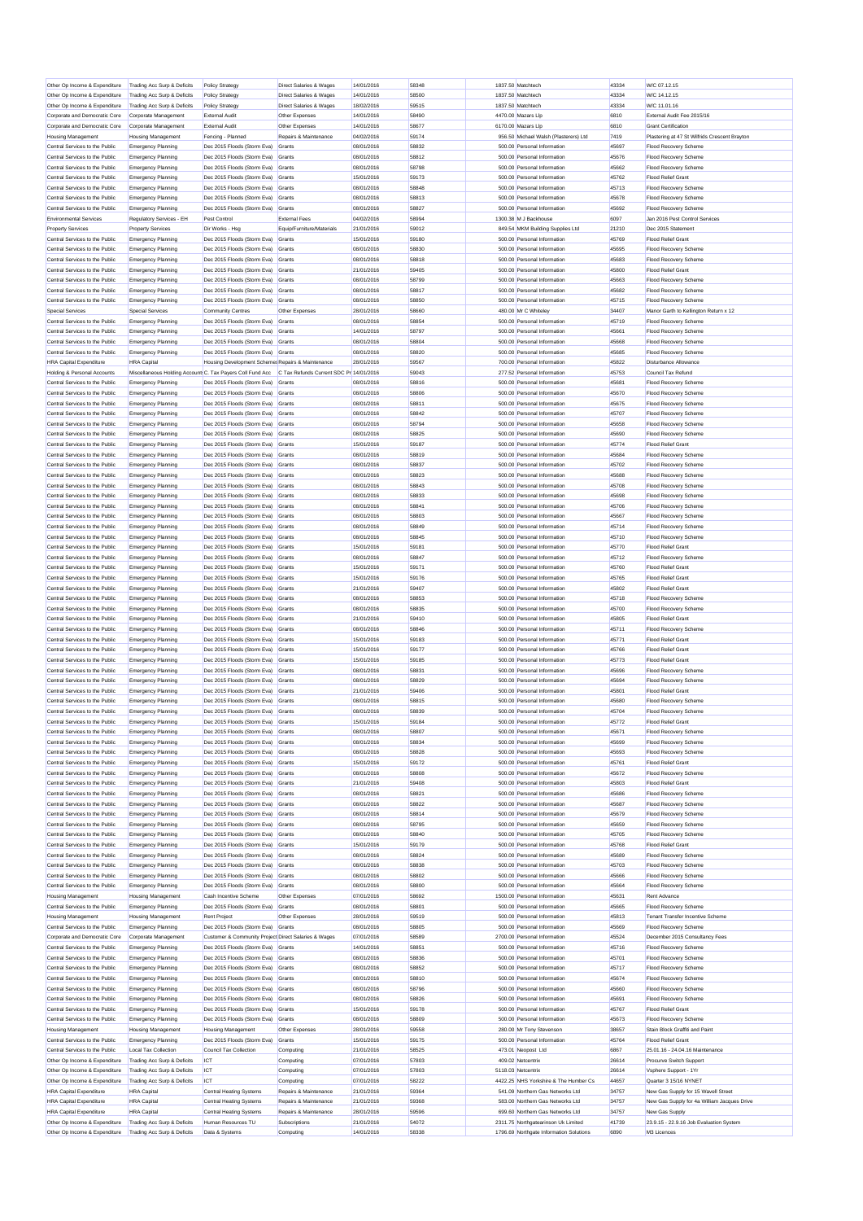| Other Op Income & Expenditure | Trading Acc Surp & Deficits | Policy Strategy | Direct Salaries & Wages | 14/01/2016 | 58348 | 1837.50 | Matchtech | 43334 | W/C 07.12.15 |
|---|---|---|---|---|---|---|---|---|---|
| Other Op Income & Expenditure | Trading Acc Surp & Deficits | Policy Strategy | Direct Salaries & Wages | 14/01/2016 | 58500 | 1837.50 | Matchtech | 43334 | W/C 14.12.15 |
| Other Op Income & Expenditure | Trading Acc Surp & Deficits | Policy Strategy | Direct Salaries & Wages | 18/02/2016 | 59515 | 1837.50 | Matchtech | 43334 | W/C 11.01.16 |
| Corporate and Democratic Core | Corporate Management | External Audit | Other Expenses | 14/01/2016 | 58490 | 4470.00 | Mazars Llp | 6810 | External Audit Fee 2015/16 |
| Corporate and Democratic Core | Corporate Management | External Audit | Other Expenses | 14/01/2016 | 58677 | 6170.00 | Mazars Llp | 6810 | Grant Certification |
| Housing Management | Housing Management | Fencing - Planned | Repairs & Maintenance | 04/02/2016 | 59174 | 956.50 | Michael Walsh (Plasterers) Ltd | 7419 | Plastering at 47 St Wilfrids Crescent Brayton |
| Central Services to the Public | Emergency Planning | Dec 2015 Floods (Storm Eva) | Grants | 08/01/2016 | 58832 | 500.00 | Personal Information | 45697 | Flood Recovery Scheme |
| Central Services to the Public | Emergency Planning | Dec 2015 Floods (Storm Eva) | Grants | 08/01/2016 | 58812 | 500.00 | Personal Information | 45676 | Flood Recovery Scheme |
| Central Services to the Public | Emergency Planning | Dec 2015 Floods (Storm Eva) | Grants | 08/01/2016 | 58798 | 500.00 | Personal Information | 45662 | Flood Recovery Scheme |
| Central Services to the Public | Emergency Planning | Dec 2015 Floods (Storm Eva) | Grants | 15/01/2016 | 59173 | 500.00 | Personal Information | 45762 | Flood Relief Grant |
| Central Services to the Public | Emergency Planning | Dec 2015 Floods (Storm Eva) | Grants | 08/01/2016 | 58848 | 500.00 | Personal Information | 45713 | Flood Recovery Scheme |
| Central Services to the Public | Emergency Planning | Dec 2015 Floods (Storm Eva) | Grants | 08/01/2016 | 58813 | 500.00 | Personal Information | 45678 | Flood Recovery Scheme |
| Central Services to the Public | Emergency Planning | Dec 2015 Floods (Storm Eva) | Grants | 08/01/2016 | 58827 | 500.00 | Personal Information | 45692 | Flood Recovery Scheme |
| Environmental Services | Regulatory Services - EH | Pest Control | External Fees | 04/02/2016 | 58994 | 1300.38 | M J Backhouse | 6097 | Jan 2016 Pest Control Services |
| Property Services | Property Services | Dir Works - Hsg | Equip/Furniture/Materials | 21/01/2016 | 59012 | 849.54 | MKM Building Supplies Ltd | 21210 | Dec 2015 Statement |
| Central Services to the Public | Emergency Planning | Dec 2015 Floods (Storm Eva) | Grants | 15/01/2016 | 59180 | 500.00 | Personal Information | 45769 | Flood Relief Grant |
| Central Services to the Public | Emergency Planning | Dec 2015 Floods (Storm Eva) | Grants | 08/01/2016 | 58830 | 500.00 | Personal Information | 45695 | Flood Recovery Scheme |
| Central Services to the Public | Emergency Planning | Dec 2015 Floods (Storm Eva) | Grants | 08/01/2016 | 58818 | 500.00 | Personal Information | 45683 | Flood Recovery Scheme |
| Central Services to the Public | Emergency Planning | Dec 2015 Floods (Storm Eva) | Grants | 21/01/2016 | 59405 | 500.00 | Personal Information | 45800 | Flood Relief Grant |
| Central Services to the Public | Emergency Planning | Dec 2015 Floods (Storm Eva) | Grants | 08/01/2016 | 58799 | 500.00 | Personal Information | 45663 | Flood Recovery Scheme |
| Central Services to the Public | Emergency Planning | Dec 2015 Floods (Storm Eva) | Grants | 08/01/2016 | 58817 | 500.00 | Personal Information | 45682 | Flood Recovery Scheme |
| Central Services to the Public | Emergency Planning | Dec 2015 Floods (Storm Eva) | Grants | 08/01/2016 | 58850 | 500.00 | Personal Information | 45715 | Flood Recovery Scheme |
| Special Services | Special Services | Community Centres | Other Expenses | 28/01/2016 | 58660 | 480.00 | Mr C Whiteley | 34407 | Manor Garth to Kellington Return x 12 |
| Central Services to the Public | Emergency Planning | Dec 2015 Floods (Storm Eva) | Grants | 08/01/2016 | 58854 | 500.00 | Personal Information | 45719 | Flood Recovery Scheme |
| Central Services to the Public | Emergency Planning | Dec 2015 Floods (Storm Eva) | Grants | 14/01/2016 | 58797 | 500.00 | Personal Information | 45661 | Flood Recovery Scheme |
| Central Services to the Public | Emergency Planning | Dec 2015 Floods (Storm Eva) | Grants | 08/01/2016 | 58804 | 500.00 | Personal Information | 45668 | Flood Recovery Scheme |
| Central Services to the Public | Emergency Planning | Dec 2015 Floods (Storm Eva) | Grants | 08/01/2016 | 58820 | 500.00 | Personal Information | 45685 | Flood Recovery Scheme |
| HRA Capital Expenditure | HRA Capital | Housing Development Schemes | Repairs & Maintenance | 28/01/2016 | 59567 | 700.00 | Personal Information | 45822 | Disturbance Allowance |
| Holding & Personal Accounts | Miscellaneous Holding Accounts | C. Tax Payers Coll Fund Acc | C Tax Refunds Current SDC Pr | 14/01/2016 | 59043 | 277.52 | Personal Information | 45753 | Council Tax Refund |
| Central Services to the Public | Emergency Planning | Dec 2015 Floods (Storm Eva) | Grants | 08/01/2016 | 58816 | 500.00 | Personal Information | 45681 | Flood Recovery Scheme |
| Central Services to the Public | Emergency Planning | Dec 2015 Floods (Storm Eva) | Grants | 08/01/2016 | 58806 | 500.00 | Personal Information | 45670 | Flood Recovery Scheme |
| Central Services to the Public | Emergency Planning | Dec 2015 Floods (Storm Eva) | Grants | 08/01/2016 | 58811 | 500.00 | Personal Information | 45675 | Flood Recovery Scheme |
| Central Services to the Public | Emergency Planning | Dec 2015 Floods (Storm Eva) | Grants | 08/01/2016 | 58842 | 500.00 | Personal Information | 45707 | Flood Recovery Scheme |
| Central Services to the Public | Emergency Planning | Dec 2015 Floods (Storm Eva) | Grants | 08/01/2016 | 58794 | 500.00 | Personal Information | 45658 | Flood Recovery Scheme |
| Central Services to the Public | Emergency Planning | Dec 2015 Floods (Storm Eva) | Grants | 08/01/2016 | 58825 | 500.00 | Personal Information | 45690 | Flood Recovery Scheme |
| Central Services to the Public | Emergency Planning | Dec 2015 Floods (Storm Eva) | Grants | 15/01/2016 | 59187 | 500.00 | Personal Information | 45774 | Flood Relief Grant |
| Central Services to the Public | Emergency Planning | Dec 2015 Floods (Storm Eva) | Grants | 08/01/2016 | 58819 | 500.00 | Personal Information | 45684 | Flood Recovery Scheme |
| Central Services to the Public | Emergency Planning | Dec 2015 Floods (Storm Eva) | Grants | 08/01/2016 | 58837 | 500.00 | Personal Information | 45702 | Flood Recovery Scheme |
| Central Services to the Public | Emergency Planning | Dec 2015 Floods (Storm Eva) | Grants | 08/01/2016 | 58823 | 500.00 | Personal Information | 45688 | Flood Recovery Scheme |
| Central Services to the Public | Emergency Planning | Dec 2015 Floods (Storm Eva) | Grants | 08/01/2016 | 58843 | 500.00 | Personal Information | 45708 | Flood Recovery Scheme |
| Central Services to the Public | Emergency Planning | Dec 2015 Floods (Storm Eva) | Grants | 08/01/2016 | 58833 | 500.00 | Personal Information | 45698 | Flood Recovery Scheme |
| Central Services to the Public | Emergency Planning | Dec 2015 Floods (Storm Eva) | Grants | 08/01/2016 | 58841 | 500.00 | Personal Information | 45706 | Flood Recovery Scheme |
| Central Services to the Public | Emergency Planning | Dec 2015 Floods (Storm Eva) | Grants | 08/01/2016 | 58803 | 500.00 | Personal Information | 45667 | Flood Recovery Scheme |
| Central Services to the Public | Emergency Planning | Dec 2015 Floods (Storm Eva) | Grants | 08/01/2016 | 58849 | 500.00 | Personal Information | 45714 | Flood Recovery Scheme |
| Central Services to the Public | Emergency Planning | Dec 2015 Floods (Storm Eva) | Grants | 08/01/2016 | 58845 | 500.00 | Personal Information | 45710 | Flood Recovery Scheme |
| Central Services to the Public | Emergency Planning | Dec 2015 Floods (Storm Eva) | Grants | 15/01/2016 | 59181 | 500.00 | Personal Information | 45770 | Flood Relief Grant |
| Central Services to the Public | Emergency Planning | Dec 2015 Floods (Storm Eva) | Grants | 08/01/2016 | 58847 | 500.00 | Personal Information | 45712 | Flood Recovery Scheme |
| Central Services to the Public | Emergency Planning | Dec 2015 Floods (Storm Eva) | Grants | 15/01/2016 | 59171 | 500.00 | Personal Information | 45760 | Flood Relief Grant |
| Central Services to the Public | Emergency Planning | Dec 2015 Floods (Storm Eva) | Grants | 15/01/2016 | 59176 | 500.00 | Personal Information | 45765 | Flood Relief Grant |
| Central Services to the Public | Emergency Planning | Dec 2015 Floods (Storm Eva) | Grants | 21/01/2016 | 59407 | 500.00 | Personal Information | 45802 | Flood Relief Grant |
| Central Services to the Public | Emergency Planning | Dec 2015 Floods (Storm Eva) | Grants | 08/01/2016 | 58853 | 500.00 | Personal Information | 45718 | Flood Recovery Scheme |
| Central Services to the Public | Emergency Planning | Dec 2015 Floods (Storm Eva) | Grants | 08/01/2016 | 58835 | 500.00 | Personal Information | 45700 | Flood Recovery Scheme |
| Central Services to the Public | Emergency Planning | Dec 2015 Floods (Storm Eva) | Grants | 21/01/2016 | 59410 | 500.00 | Personal Information | 45805 | Flood Relief Grant |
| Central Services to the Public | Emergency Planning | Dec 2015 Floods (Storm Eva) | Grants | 08/01/2016 | 58846 | 500.00 | Personal Information | 45711 | Flood Recovery Scheme |
| Central Services to the Public | Emergency Planning | Dec 2015 Floods (Storm Eva) | Grants | 15/01/2016 | 59183 | 500.00 | Personal Information | 45771 | Flood Relief Grant |
| Central Services to the Public | Emergency Planning | Dec 2015 Floods (Storm Eva) | Grants | 15/01/2016 | 59177 | 500.00 | Personal Information | 45766 | Flood Relief Grant |
| Central Services to the Public | Emergency Planning | Dec 2015 Floods (Storm Eva) | Grants | 15/01/2016 | 59185 | 500.00 | Personal Information | 45773 | Flood Relief Grant |
| Central Services to the Public | Emergency Planning | Dec 2015 Floods (Storm Eva) | Grants | 08/01/2016 | 58831 | 500.00 | Personal Information | 45696 | Flood Recovery Scheme |
| Central Services to the Public | Emergency Planning | Dec 2015 Floods (Storm Eva) | Grants | 08/01/2016 | 58829 | 500.00 | Personal Information | 45694 | Flood Recovery Scheme |
| Central Services to the Public | Emergency Planning | Dec 2015 Floods (Storm Eva) | Grants | 21/01/2016 | 59406 | 500.00 | Personal Information | 45801 | Flood Relief Grant |
| Central Services to the Public | Emergency Planning | Dec 2015 Floods (Storm Eva) | Grants | 08/01/2016 | 58815 | 500.00 | Personal Information | 45680 | Flood Recovery Scheme |
| Central Services to the Public | Emergency Planning | Dec 2015 Floods (Storm Eva) | Grants | 08/01/2016 | 58839 | 500.00 | Personal Information | 45704 | Flood Recovery Scheme |
| Central Services to the Public | Emergency Planning | Dec 2015 Floods (Storm Eva) | Grants | 15/01/2016 | 59184 | 500.00 | Personal Information | 45772 | Flood Relief Grant |
| Central Services to the Public | Emergency Planning | Dec 2015 Floods (Storm Eva) | Grants | 08/01/2016 | 58807 | 500.00 | Personal Information | 45671 | Flood Recovery Scheme |
| Central Services to the Public | Emergency Planning | Dec 2015 Floods (Storm Eva) | Grants | 08/01/2016 | 58834 | 500.00 | Personal Information | 45699 | Flood Recovery Scheme |
| Central Services to the Public | Emergency Planning | Dec 2015 Floods (Storm Eva) | Grants | 08/01/2016 | 58828 | 500.00 | Personal Information | 45693 | Flood Recovery Scheme |
| Central Services to the Public | Emergency Planning | Dec 2015 Floods (Storm Eva) | Grants | 15/01/2016 | 59172 | 500.00 | Personal Information | 45761 | Flood Relief Grant |
| Central Services to the Public | Emergency Planning | Dec 2015 Floods (Storm Eva) | Grants | 08/01/2016 | 58808 | 500.00 | Personal Information | 45672 | Flood Recovery Scheme |
| Central Services to the Public | Emergency Planning | Dec 2015 Floods (Storm Eva) | Grants | 21/01/2016 | 59408 | 500.00 | Personal Information | 45803 | Flood Relief Grant |
| Central Services to the Public | Emergency Planning | Dec 2015 Floods (Storm Eva) | Grants | 08/01/2016 | 58821 | 500.00 | Personal Information | 45686 | Flood Recovery Scheme |
| Central Services to the Public | Emergency Planning | Dec 2015 Floods (Storm Eva) | Grants | 08/01/2016 | 58822 | 500.00 | Personal Information | 45687 | Flood Recovery Scheme |
| Central Services to the Public | Emergency Planning | Dec 2015 Floods (Storm Eva) | Grants | 08/01/2016 | 58814 | 500.00 | Personal Information | 45679 | Flood Recovery Scheme |
| Central Services to the Public | Emergency Planning | Dec 2015 Floods (Storm Eva) | Grants | 08/01/2016 | 58795 | 500.00 | Personal Information | 45659 | Flood Recovery Scheme |
| Central Services to the Public | Emergency Planning | Dec 2015 Floods (Storm Eva) | Grants | 08/01/2016 | 58840 | 500.00 | Personal Information | 45705 | Flood Recovery Scheme |
| Central Services to the Public | Emergency Planning | Dec 2015 Floods (Storm Eva) | Grants | 15/01/2016 | 59179 | 500.00 | Personal Information | 45768 | Flood Relief Grant |
| Central Services to the Public | Emergency Planning | Dec 2015 Floods (Storm Eva) | Grants | 08/01/2016 | 58824 | 500.00 | Personal Information | 45689 | Flood Recovery Scheme |
| Central Services to the Public | Emergency Planning | Dec 2015 Floods (Storm Eva) | Grants | 08/01/2016 | 58838 | 500.00 | Personal Information | 45703 | Flood Recovery Scheme |
| Central Services to the Public | Emergency Planning | Dec 2015 Floods (Storm Eva) | Grants | 08/01/2016 | 58802 | 500.00 | Personal Information | 45666 | Flood Recovery Scheme |
| Central Services to the Public | Emergency Planning | Dec 2015 Floods (Storm Eva) | Grants | 08/01/2016 | 58800 | 500.00 | Personal Information | 45664 | Flood Recovery Scheme |
| Housing Management | Housing Management | Cash Incentive Scheme | Other Expenses | 07/01/2016 | 58692 | 1500.00 | Personal Information | 45631 | Rent Advance |
| Central Services to the Public | Emergency Planning | Dec 2015 Floods (Storm Eva) | Grants | 08/01/2016 | 58801 | 500.00 | Personal Information | 45665 | Flood Recovery Scheme |
| Housing Management | Housing Management | Rent Project | Other Expenses | 28/01/2016 | 59519 | 500.00 | Personal Information | 45813 | Tenant Transfer Incentive Scheme |
| Central Services to the Public | Emergency Planning | Dec 2015 Floods (Storm Eva) | Grants | 08/01/2016 | 58805 | 500.00 | Personal Information | 45669 | Flood Recovery Scheme |
| Corporate and Democratic Core | Corporate Management | Customer & Community Project | Direct Salaries & Wages | 07/01/2016 | 58589 | 2700.00 | Personal Information | 45524 | December 2015 Consultancy Fees |
| Central Services to the Public | Emergency Planning | Dec 2015 Floods (Storm Eva) | Grants | 14/01/2016 | 58851 | 500.00 | Personal Information | 45716 | Flood Recovery Scheme |
| Central Services to the Public | Emergency Planning | Dec 2015 Floods (Storm Eva) | Grants | 08/01/2016 | 58836 | 500.00 | Personal Information | 45701 | Flood Recovery Scheme |
| Central Services to the Public | Emergency Planning | Dec 2015 Floods (Storm Eva) | Grants | 08/01/2016 | 58852 | 500.00 | Personal Information | 45717 | Flood Recovery Scheme |
| Central Services to the Public | Emergency Planning | Dec 2015 Floods (Storm Eva) | Grants | 08/01/2016 | 58810 | 500.00 | Personal Information | 45674 | Flood Recovery Scheme |
| Central Services to the Public | Emergency Planning | Dec 2015 Floods (Storm Eva) | Grants | 08/01/2016 | 58796 | 500.00 | Personal Information | 45660 | Flood Recovery Scheme |
| Central Services to the Public | Emergency Planning | Dec 2015 Floods (Storm Eva) | Grants | 08/01/2016 | 58826 | 500.00 | Personal Information | 45691 | Flood Recovery Scheme |
| Central Services to the Public | Emergency Planning | Dec 2015 Floods (Storm Eva) | Grants | 15/01/2016 | 59178 | 500.00 | Personal Information | 45767 | Flood Relief Grant |
| Central Services to the Public | Emergency Planning | Dec 2015 Floods (Storm Eva) | Grants | 08/01/2016 | 58809 | 500.00 | Personal Information | 45673 | Flood Recovery Scheme |
| Housing Management | Housing Management | Housing Management | Other Expenses | 28/01/2016 | 59558 | 280.00 | Mr Tony Stevenson | 38657 | Stain Block Graffiti and Paint |
| Central Services to the Public | Emergency Planning | Dec 2015 Floods (Storm Eva) | Grants | 15/01/2016 | 59175 | 500.00 | Personal Information | 45764 | Flood Relief Grant |
| Central Services to the Public | Local Tax Collection | Council Tax Collection | Computing | 21/01/2016 | 58525 | 473.01 | Neopost Ltd | 6867 | 25.01.16 - 24.04.16 Maintenance |
| Other Op Income & Expenditure | Trading Acc Surp & Deficits | ICT | Computing | 07/01/2016 | 57803 | 409.02 | Netcentrix | 26614 | Procurve Switch Support |
| Other Op Income & Expenditure | Trading Acc Surp & Deficits | ICT | Computing | 07/01/2016 | 57803 | 5118.03 | Netcentrix | 26614 | Vsphere Support - 1Yr |
| Other Op Income & Expenditure | Trading Acc Surp & Deficits | ICT | Computing | 07/01/2016 | 58222 | 4422.25 | NHS Yorkshire & The Humber Cs | 44657 | Quarter 3 15/16 NYNET |
| HRA Capital Expenditure | HRA Capital | Central Heating Systems | Repairs & Maintenance | 21/01/2016 | 59364 | 541.09 | Northern Gas Networks Ltd | 34757 | New Gas Supply for 15 Wavell Street |
| HRA Capital Expenditure | HRA Capital | Central Heating Systems | Repairs & Maintenance | 21/01/2016 | 59368 | 583.00 | Northern Gas Networks Ltd | 34757 | New Gas Supply for 4a William Jacques Drive |
| HRA Capital Expenditure | HRA Capital | Central Heating Systems | Repairs & Maintenance | 28/01/2016 | 59596 | 699.60 | Northern Gas Networks Ltd | 34757 | New Gas Supply |
| Other Op Income & Expenditure | Trading Acc Surp & Deficits | Human Resources TU | Subscriptions | 21/01/2016 | 54072 | 2311.75 | Northgatearinson Uk Limited | 41739 | 23.9.15 - 22.9.16 Job Evaluation System |
| Other Op Income & Expenditure | Trading Acc Surp & Deficits | Data & Systems | Computing | 14/01/2016 | 58338 | 1796.69 | Northgate Information Solutions | 6890 | M3 Licences |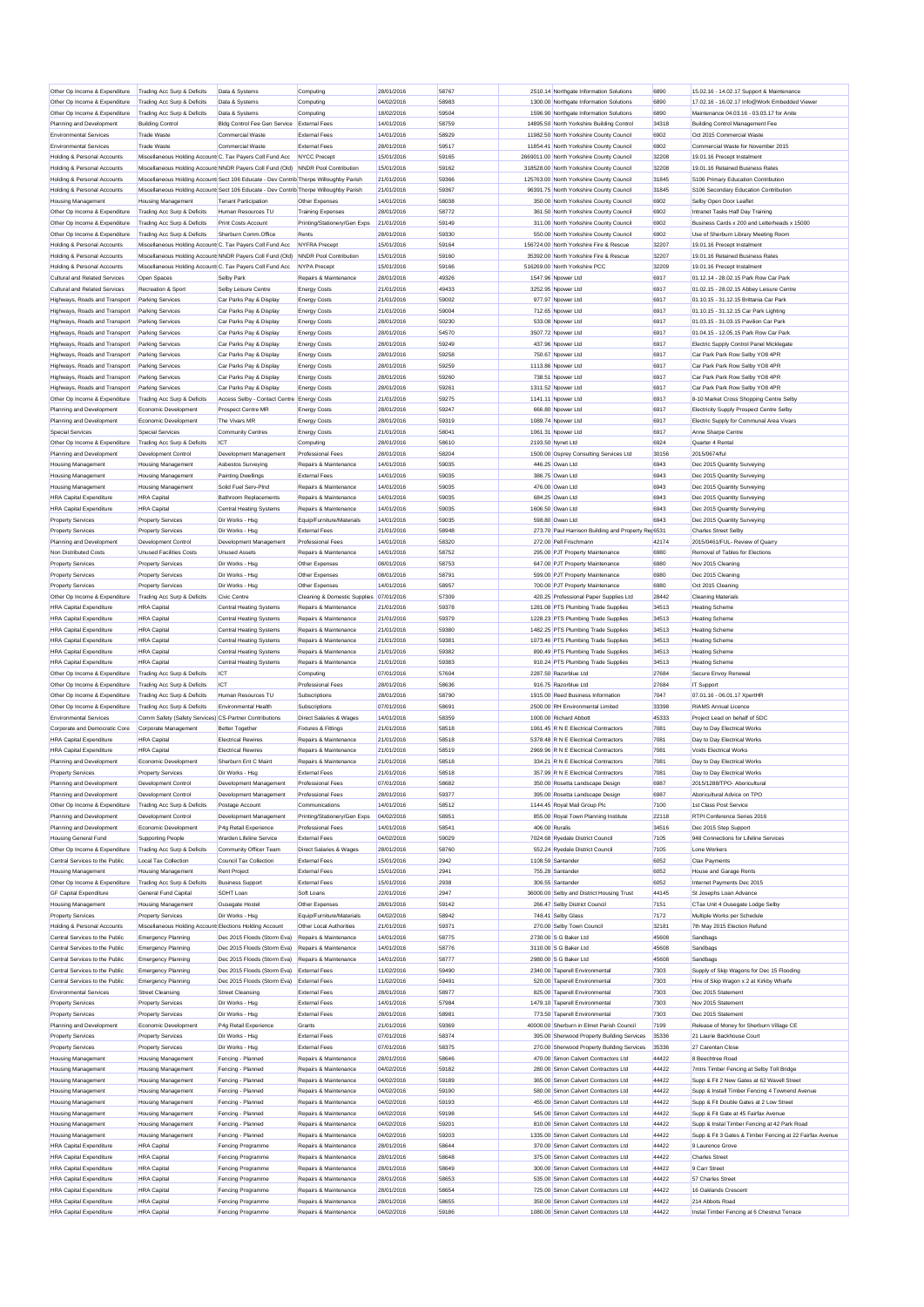| | | | | | | | | | |
|---|---|---|---|---|---|---|---|---|---|
| Other Op Income & Expenditure | Trading Acc Surp & Deficits | Data & Systems | Computing | 28/01/2016 | 58767 | 2510.14 | Northgate Information Solutions | 6890 | 15.02.16 - 14.02.17 Support & Maintenance |
| Other Op Income & Expenditure | Trading Acc Surp & Deficits | Data & Systems | Computing | 04/02/2016 | 58983 | 1300.00 | Northgate Information Solutions | 6890 | 17.02.16 - 16.02.17 Info@Work Embedded Viewer |
| Other Op Income & Expenditure | Trading Acc Surp & Deficits | Data & Systems | Computing | 18/02/2016 | 59504 | 1596.90 | Northgate Information Solutions | 6890 | Maintenance 04.03.16 - 03.03.17 for Anite |
| Planning and Development | Building Control | Bldg Control Fee Gen Service | External Fees | 14/01/2016 | 58759 | 14895.50 | North Yorkshire Building Control | 34318 | Building Control Management Fee |
| Environmental Services | Trade Waste | Commercial Waste | External Fees | 14/01/2016 | 58929 | 11982.50 | North Yorkshire County Council | 6902 | Oct 2015 Commercial Waste |
| Environmental Services | Trade Waste | Commercial Waste | External Fees | 28/01/2016 | 59517 | 11854.41 | North Yorkshire County Council | 6902 | Commercial Waste for November 2015 |
| Holding & Personal Accounts | Miscellaneous Holding Accounts | C. Tax Payers Coll Fund Acc | NYCC Precept | 15/01/2016 | 59165 | 2669011.00 | North Yorkshire County Council | 32208 | 19.01.16 Precept Instalment |
| Holding & Personal Accounts | Miscellaneous Holding Accounts | NNDR Payers Coll Fund (Old) | NNDR Pool Contribution | 15/01/2016 | 59162 | 318528.00 | North Yorkshire County Council | 32208 | 19.01.16 Retained Business Rates |
| Holding & Personal Accounts | Miscellaneous Holding Accounts | Sect 106 Educate - Dev Contrib | Thorpe Willoughby Parish | 21/01/2016 | 59366 | 125763.00 | North Yorkshire County Council | 31845 | S106 Primary Education Contribution |
| Holding & Personal Accounts | Miscellaneous Holding Accounts | Sect 106 Educate - Dev Contrib | Thorpe Willoughby Parish | 21/01/2016 | 59367 | 96391.75 | North Yorkshire County Council | 31845 | S106 Secondary Education Contribution |
| Housing Management | Housing Management | Tenant Participation | Other Expenses | 14/01/2016 | 58038 | 350.00 | North Yorkshire County Council | 6902 | Selby Open Door Leaflet |
| Other Op Income & Expenditure | Trading Acc Surp & Deficits | Human Resources TU | Training Expenses | 28/01/2016 | 58772 | 361.50 | North Yorkshire County Council | 6902 | Intranet Tasks Half Day Training |
| Other Op Income & Expenditure | Trading Acc Surp & Deficits | Print Costs Account | Printing/Stationery/Gen Exps | 21/01/2016 | 59149 | 311.00 | North Yorkshire County Council | 6902 | Business Cards x 200 and Letterheads x 15000 |
| Other Op Income & Expenditure | Trading Acc Surp & Deficits | Sherburn Comm.Office | Rents | 28/01/2016 | 59330 | 550.00 | North Yorkshire County Council | 6902 | Use of Sherburn Library Meeting Room |
| Holding & Personal Accounts | Miscellaneous Holding Accounts | C. Tax Payers Coll Fund Acc | NYFRA Precept | 15/01/2016 | 59164 | 156724.00 | North Yorkshire Fire & Rescue | 32207 | 19.01.16 Precept Instalment |
| Holding & Personal Accounts | Miscellaneous Holding Accounts | NNDR Payers Coll Fund (Old) | NNDR Pool Contribution | 15/01/2016 | 59160 | 35392.00 | North Yorkshire Fire & Rescue | 32207 | 19.01.16 Retained Business Rates |
| Holding & Personal Accounts | Miscellaneous Holding Accounts | C. Tax Payers Coll Fund Acc | NYPA Precept | 15/01/2016 | 59166 | 516269.00 | North Yorkshire PCC | 32209 | 19.01.16 Precept Instalment |
| Cultural and Related Services | Open Spaces | Selby Park | Repairs & Maintenance | 28/01/2016 | 49326 | 1547.96 | Npower Ltd | 6917 | 01.12.14 - 28.02.15 Park Row Car Park |
| Cultural and Related Services | Recreation & Sport | Selby Leisure Centre | Energy Costs | 21/01/2016 | 49433 | 3252.95 | Npower Ltd | 6917 | 01.02.15 - 28.02.15 Abbey Leisure Centre |
| Highways, Roads and Transport | Parking Services | Car Parks Pay & Display | Energy Costs | 21/01/2016 | 59002 | 977.97 | Npower Ltd | 6917 | 01.10.15 - 31.12.15 Brittania Car Park |
| Highways, Roads and Transport | Parking Services | Car Parks Pay & Display | Energy Costs | 21/01/2016 | 59004 | 712.65 | Npower Ltd | 6917 | 01.10.15 - 31.12.15 Car Park Lighting |
| Highways, Roads and Transport | Parking Services | Car Parks Pay & Display | Energy Costs | 28/01/2016 | 50230 | 533.08 | Npower Ltd | 6917 | 01.03.15 - 31.03.15 Pavilion Car Park |
| Highways, Roads and Transport | Parking Services | Car Parks Pay & Display | Energy Costs | 28/01/2016 | 54570 | 3507.72 | Npower Ltd | 6917 | 01.04.15 - 12.05.15 Park Row Car Park |
| Highways, Roads and Transport | Parking Services | Car Parks Pay & Display | Energy Costs | 28/01/2016 | 59249 | 437.96 | Npower Ltd | 6917 | Electric Supply Control Panel Micklegate |
| Highways, Roads and Transport | Parking Services | Car Parks Pay & Display | Energy Costs | 28/01/2016 | 59258 | 750.67 | Npower Ltd | 6917 | Car Park Park Row Selby YO8 4PR |
| Highways, Roads and Transport | Parking Services | Car Parks Pay & Display | Energy Costs | 28/01/2016 | 59259 | 1113.86 | Npower Ltd | 6917 | Car Park Park Row Selby YO8 4PR |
| Highways, Roads and Transport | Parking Services | Car Parks Pay & Display | Energy Costs | 28/01/2016 | 59260 | 738.51 | Npower Ltd | 6917 | Car Park Park Row Selby YO8 4PR |
| Highways, Roads and Transport | Parking Services | Car Parks Pay & Display | Energy Costs | 28/01/2016 | 59261 | 1311.52 | Npower Ltd | 6917 | Car Park Park Row Selby YO8 4PR |
| Other Op Income & Expenditure | Trading Acc Surp & Deficits | Access Selby - Contact Centre | Energy Costs | 21/01/2016 | 59275 | 1141.11 | Npower Ltd | 6917 | 8-10 Market Cross Shopping Centre Selby |
| Planning and Development | Economic Development | Prospect Centre MR | Energy Costs | 28/01/2016 | 59247 | 666.80 | Npower Ltd | 6917 | Electricity Supply Prospect Centre Selby |
| Planning and Development | Economic Development | The Vivars MR | Energy Costs | 28/01/2016 | 59319 | 1089.74 | Npower Ltd | 6917 | Electric Supply for Communal Area Vivars |
| Special Services | Special Services | Community Centres | Energy Costs | 21/01/2016 | 58041 | 1061.31 | Npower Ltd | 6917 | Anne Sharpe Centre |
| Other Op Income & Expenditure | Trading Acc Surp & Deficits | ICT | Computing | 28/01/2016 | 58610 | 2193.50 | Nynet Ltd | 6924 | Quarter 4 Rental |
| Planning and Development | Development Control | Development Management | Professional Fees | 28/01/2016 | 58204 | 1500.00 | Osprey Consulting Services Ltd | 30156 | 2015/0674/ful |
| Housing Management | Housing Management | Asbestos Surveying | Repairs & Maintenance | 14/01/2016 | 59035 | 446.25 | Owan Ltd | 6943 | Dec 2015 Quantity Surveying |
| Housing Management | Housing Management | Painting Dwellings | External Fees | 14/01/2016 | 59035 | 386.75 | Owan Ltd | 6943 | Dec 2015 Quantity Surveying |
| Housing Management | Housing Management | Solid Fuel Serv-Plnd | Repairs & Maintenance | 14/01/2016 | 59035 | 476.00 | Owan Ltd | 6943 | Dec 2015 Quantity Surveying |
| HRA Capital Expenditure | HRA Capital | Bathroom Replacements | Repairs & Maintenance | 14/01/2016 | 59035 | 684.25 | Owan Ltd | 6943 | Dec 2015 Quantity Surveying |
| HRA Capital Expenditure | HRA Capital | Central Heating Systems | Repairs & Maintenance | 14/01/2016 | 59035 | 1606.50 | Owan Ltd | 6943 | Dec 2015 Quantity Surveying |
| Property Services | Property Services | Dir Works - Hsg | Equip/Furniture/Materials | 14/01/2016 | 59035 | 598.80 | Owan Ltd | 6943 | Dec 2015 Quantity Surveying |
| Property Services | Property Services | Dir Works - Hsg | External Fees | 21/01/2016 | 58948 | 273.70 | Paul Harrison Building and Property Rep | 6531 | Charles Street Selby |
| Planning and Development | Development Control | Development Management | Professional Fees | 14/01/2016 | 58320 | 272.00 | Pell Frischmann | 42174 | 2015/0461/FUL- Review of Quarry |
| Non Distributed Costs | Unused Facilities Costs | Unused Assets | Repairs & Maintenance | 14/01/2016 | 58752 | 295.00 | PJT Property Maintenance | 6980 | Removal of Tables for Elections |
| Property Services | Property Services | Dir Works - Hsg | Other Expenses | 08/01/2016 | 58753 | 647.00 | PJT Property Maintenance | 6980 | Nov 2015 Cleaning |
| Property Services | Property Services | Dir Works - Hsg | Other Expenses | 08/01/2016 | 58791 | 599.00 | PJT Property Maintenance | 6980 | Dec 2015 Cleaning |
| Property Services | Property Services | Dir Works - Hsg | Other Expenses | 14/01/2016 | 58957 | 700.00 | PJT Property Maintenance | 6980 | Oct 2015 Cleaning |
| Other Op Income & Expenditure | Trading Acc Surp & Deficits | Civic Centre | Cleaning & Domestic Supplies | 07/01/2016 | 57309 | 420.25 | Professional Paper Supplies Ltd | 28442 | Cleaning Materials |
| HRA Capital Expenditure | HRA Capital | Central Heating Systems | Repairs & Maintenance | 21/01/2016 | 59378 | 1281.08 | PTS Plumbing Trade Supplies | 34513 | Heating Scheme |
| HRA Capital Expenditure | HRA Capital | Central Heating Systems | Repairs & Maintenance | 21/01/2016 | 59379 | 1228.23 | PTS Plumbing Trade Supplies | 34513 | Heating Scheme |
| HRA Capital Expenditure | HRA Capital | Central Heating Systems | Repairs & Maintenance | 21/01/2016 | 59380 | 1482.25 | PTS Plumbing Trade Supplies | 34513 | Heating Scheme |
| HRA Capital Expenditure | HRA Capital | Central Heating Systems | Repairs & Maintenance | 21/01/2016 | 59381 | 1073.46 | PTS Plumbing Trade Supplies | 34513 | Heating Scheme |
| HRA Capital Expenditure | HRA Capital | Central Heating Systems | Repairs & Maintenance | 21/01/2016 | 59382 | 890.49 | PTS Plumbing Trade Supplies | 34513 | Heating Scheme |
| HRA Capital Expenditure | HRA Capital | Central Heating Systems | Repairs & Maintenance | 21/01/2016 | 59383 | 910.24 | PTS Plumbing Trade Supplies | 34513 | Heating Scheme |
| Other Op Income & Expenditure | Trading Acc Surp & Deficits | ICT | Computing | 07/01/2016 | 57604 | 2287.50 | Razorblue Ltd | 27684 | Secure Envoy Renewal |
| Other Op Income & Expenditure | Trading Acc Surp & Deficits | ICT | Professional Fees | 28/01/2016 | 58636 | 916.75 | Razorblue Ltd | 27684 | IT Support |
| Other Op Income & Expenditure | Trading Acc Surp & Deficits | Human Resources TU | Subscriptions | 28/01/2016 | 58790 | 1915.00 | Reed Business Information | 7047 | 07.01.16 - 06.01.17 XpertHR |
| Other Op Income & Expenditure | Trading Acc Surp & Deficits | Environmental Health | Subscriptions | 07/01/2016 | 58691 | 2500.00 | RH Environmental Limited | 33398 | RIAMS Annual Licence |
| Environmental Services | Comm Safety (Safety Services) | CS-Partner Contributions | Direct Salaries & Wages | 14/01/2016 | 58359 | 1000.00 | Richard Abbott | 45333 | Project Lead on behalf of SDC |
| Corporate and Democratic Core | Corporate Management | Better Together | Fixtures & Fittings | 21/01/2016 | 58518 | 1061.45 | R N E Electrical Contractors | 7081 | Day to Day Electrical Works |
| HRA Capital Expenditure | HRA Capital | Electrical Rewires | Repairs & Maintenance | 21/01/2016 | 58518 | 5378.48 | R N E Electrical Contractors | 7081 | Day to Day Electrical Works |
| HRA Capital Expenditure | HRA Capital | Electrical Rewires | Repairs & Maintenance | 21/01/2016 | 58519 | 2969.96 | R N E Electrical Contractors | 7081 | Voids Electrical Works |
| Planning and Development | Economic Development | Sherburn Ent C Maint | Repairs & Maintenance | 21/01/2016 | 58518 | 334.21 | R N E Electrical Contractors | 7081 | Day to Day Electrical Works |
| Property Services | Property Services | Dir Works - Hsg | External Fees | 21/01/2016 | 58518 | 357.99 | R N E Electrical Contractors | 7081 | Day to Day Electrical Works |
| Planning and Development | Development Control | Development Management | Professional Fees | 07/01/2016 | 58682 | 350.00 | Rosetta Landscape Design | 6987 | 2015/1288/TPO- Arboricultural |
| Planning and Development | Development Control | Development Management | Professional Fees | 28/01/2016 | 59377 | 395.00 | Rosetta Landscape Design | 6987 | Aboricultural Advice on TPO |
| Other Op Income & Expenditure | Trading Acc Surp & Deficits | Postage Account | Communications | 14/01/2016 | 58512 | 1144.45 | Royal Mail Group Plc | 7100 | 1st Class Post Service |
| Planning and Development | Development Control | Development Management | Printing/Stationery/Gen Exps | 04/02/2016 | 58951 | 855.00 | Royal Town Planning Institute | 22118 | RTPI Conference Series 2016 |
| Planning and Development | Economic Development | P4g Retail Experience | Professional Fees | 14/01/2016 | 58541 | 406.00 | Ruralis | 34516 | Dec 2015 Step Support |
| Housing General Fund | Supporting People | Warden Lifeline Service | External Fees | 04/02/2016 | 59029 | 7024.68 | Ryedale District Council | 7105 | 948 Connections for Lifeline Services |
| Other Op Income & Expenditure | Trading Acc Surp & Deficits | Community Officer Team | Direct Salaries & Wages | 28/01/2016 | 58760 | 552.24 | Ryedale District Council | 7105 | Lone Workers |
| Central Services to the Public | Local Tax Collection | Council Tax Collection | External Fees | 15/01/2016 | 2942 | 1108.59 | Santander | 6052 | Ctax Payments |
| Housing Management | Housing Management | Rent Project | External Fees | 15/01/2016 | 2941 | 755.28 | Santander | 6052 | House and Garage Rents |
| Other Op Income & Expenditure | Trading Acc Surp & Deficits | Business Support | External Fees | 15/01/2016 | 2938 | 306.55 | Santander | 6052 | Internet Payments Dec 2015 |
| GF Capital Expenditure | General Fund Capital | SDHT Loan | Soft Loans | 22/01/2016 | 2947 | 36000.00 | Selby and District Housing Trust | 44145 | St Josephs Loan Advance |
| Housing Management | Housing Management | Ousegate Hostel | Other Expenses | 28/01/2016 | 59142 | 266.47 | Selby District Council | 7151 | CTax Unit 4 Ousegate Lodge Selby |
| Property Services | Property Services | Dir Works - Hsg | Equip/Furniture/Materials | 04/02/2016 | 58942 | 748.41 | Selby Glass | 7172 | Multiple Works per Schedule |
| Holding & Personal Accounts | Miscellaneous Holding Accounts | Elections Holding Account | Other Local Authorities | 21/01/2016 | 59371 | 270.00 | Selby Town Council | 32181 | 7th May 2015 Election Refund |
| Central Services to the Public | Emergency Planning | Dec 2015 Floods (Storm Eva) | Repairs & Maintenance | 14/01/2016 | 58775 | 2730.00 | S G Baker Ltd | 45608 | Sandbags |
| Central Services to the Public | Emergency Planning | Dec 2015 Floods (Storm Eva) | Repairs & Maintenance | 14/01/2016 | 58776 | 3110.00 | S G Baker Ltd | 45608 | Sandbags |
| Central Services to the Public | Emergency Planning | Dec 2015 Floods (Storm Eva) | Repairs & Maintenance | 14/01/2016 | 58777 | 2980.00 | S G Baker Ltd | 45608 | Sandbags |
| Central Services to the Public | Emergency Planning | Dec 2015 Floods (Storm Eva) | External Fees | 11/02/2016 | 59490 | 2340.00 | Taperell Environmental | 7303 | Supply of Skip Wagons for Dec 15 Flooding |
| Central Services to the Public | Emergency Planning | Dec 2015 Floods (Storm Eva) | External Fees | 11/02/2016 | 59491 | 520.00 | Taperell Environmental | 7303 | Hire of Skip Wagon x 2 at Kirkby Wharfe |
| Environmental Services | Street Cleansing | Street Cleansing | External Fees | 28/01/2016 | 58977 | 825.00 | Taperell Environmental | 7303 | Dec 2015 Statement |
| Property Services | Property Services | Dir Works - Hsg | External Fees | 14/01/2016 | 57984 | 1479.10 | Taperell Environmental | 7303 | Nov 2015 Statement |
| Property Services | Property Services | Dir Works - Hsg | External Fees | 28/01/2016 | 58981 | 773.50 | Taperell Environmental | 7303 | Dec 2015 Statement |
| Planning and Development | Economic Development | P4g Retail Experience | Grants | 21/01/2016 | 59369 | 40000.00 | Sherburn in Elmet Parish Council | 7199 | Release of Money for Sherburn Village CE |
| Property Services | Property Services | Dir Works - Hsg | External Fees | 04/02/2016 | 58374 | 395.00 | Sherwood Property Building Services | 35336 | 21 Laurie Backhouse Court |
| Property Services | Property Services | Dir Works - Hsg | External Fees | 07/01/2016 | 58375 | 270.00 | Sherwood Property Building Services | 35336 | 27 Carentan Close |
| Housing Management | Housing Management | Fencing - Planned | Repairs & Maintenance | 28/01/2016 | 58646 | 470.00 | Simon Calvert Contractors Ltd | 44422 | 8 Beechtree Road |
| Housing Management | Housing Management | Fencing - Planned | Repairs & Maintenance | 04/02/2016 | 59182 | 280.00 | Simon Calvert Contractors Ltd | 44422 | 7mtrs Timber Fencing at Selby Toll Bridge |
| Housing Management | Housing Management | Fencing - Planned | Repairs & Maintenance | 04/02/2016 | 59189 | 365.00 | Simon Calvert Contractors Ltd | 44422 | Supp & Fit 2 New Gates at 62 Wavell Street |
| Housing Management | Housing Management | Fencing - Planned | Repairs & Maintenance | 04/02/2016 | 59190 | 580.00 | Simon Calvert Contractors Ltd | 44422 | Supp & Install Timber Fencing 4 Townend Avenue |
| Housing Management | Housing Management | Fencing - Planned | Repairs & Maintenance | 04/02/2016 | 59193 | 455.00 | Simon Calvert Contractors Ltd | 44422 | Supp & Fit Double Gates at 2 Low Street |
| Housing Management | Housing Management | Fencing - Planned | Repairs & Maintenance | 04/02/2016 | 59198 | 545.00 | Simon Calvert Contractors Ltd | 44422 | Supp & Fit Gate at 45 Fairfax Avenue |
| Housing Management | Housing Management | Fencing - Planned | Repairs & Maintenance | 04/02/2016 | 59201 | 810.00 | Simon Calvert Contractors Ltd | 44422 | Supp & Instal Timber Fencing at 42 Park Road |
| Housing Management | Housing Management | Fencing - Planned | Repairs & Maintenance | 04/02/2016 | 59203 | 1335.00 | Simon Calvert Contractors Ltd | 44422 | Supp & Fit 3 Gates & Timber Fencing at 22 Fairfax Avenue |
| HRA Capital Expenditure | HRA Capital | Fencing Programme | Repairs & Maintenance | 28/01/2016 | 58644 | 370.00 | Simon Calvert Contractors Ltd | 44422 | 9 Laurence Grove |
| HRA Capital Expenditure | HRA Capital | Fencing Programme | Repairs & Maintenance | 28/01/2016 | 58648 | 375.00 | Simon Calvert Contractors Ltd | 44422 | Charles Street |
| HRA Capital Expenditure | HRA Capital | Fencing Programme | Repairs & Maintenance | 28/01/2016 | 58649 | 300.00 | Simon Calvert Contractors Ltd | 44422 | 9 Carr Street |
| HRA Capital Expenditure | HRA Capital | Fencing Programme | Repairs & Maintenance | 28/01/2016 | 58653 | 535.00 | Simon Calvert Contractors Ltd | 44422 | 57 Charles Street |
| HRA Capital Expenditure | HRA Capital | Fencing Programme | Repairs & Maintenance | 28/01/2016 | 58654 | 725.00 | Simon Calvert Contractors Ltd | 44422 | 16 Oaklands Crescent |
| HRA Capital Expenditure | HRA Capital | Fencing Programme | Repairs & Maintenance | 28/01/2016 | 58655 | 350.00 | Simon Calvert Contractors Ltd | 44422 | 214 Abbots Road |
| HRA Capital Expenditure | HRA Capital | Fencing Programme | Repairs & Maintenance | 04/02/2016 | 59186 | 1080.00 | Simon Calvert Contractors Ltd | 44422 | Instal Timber Fencing at 6 Chestnut Terrace |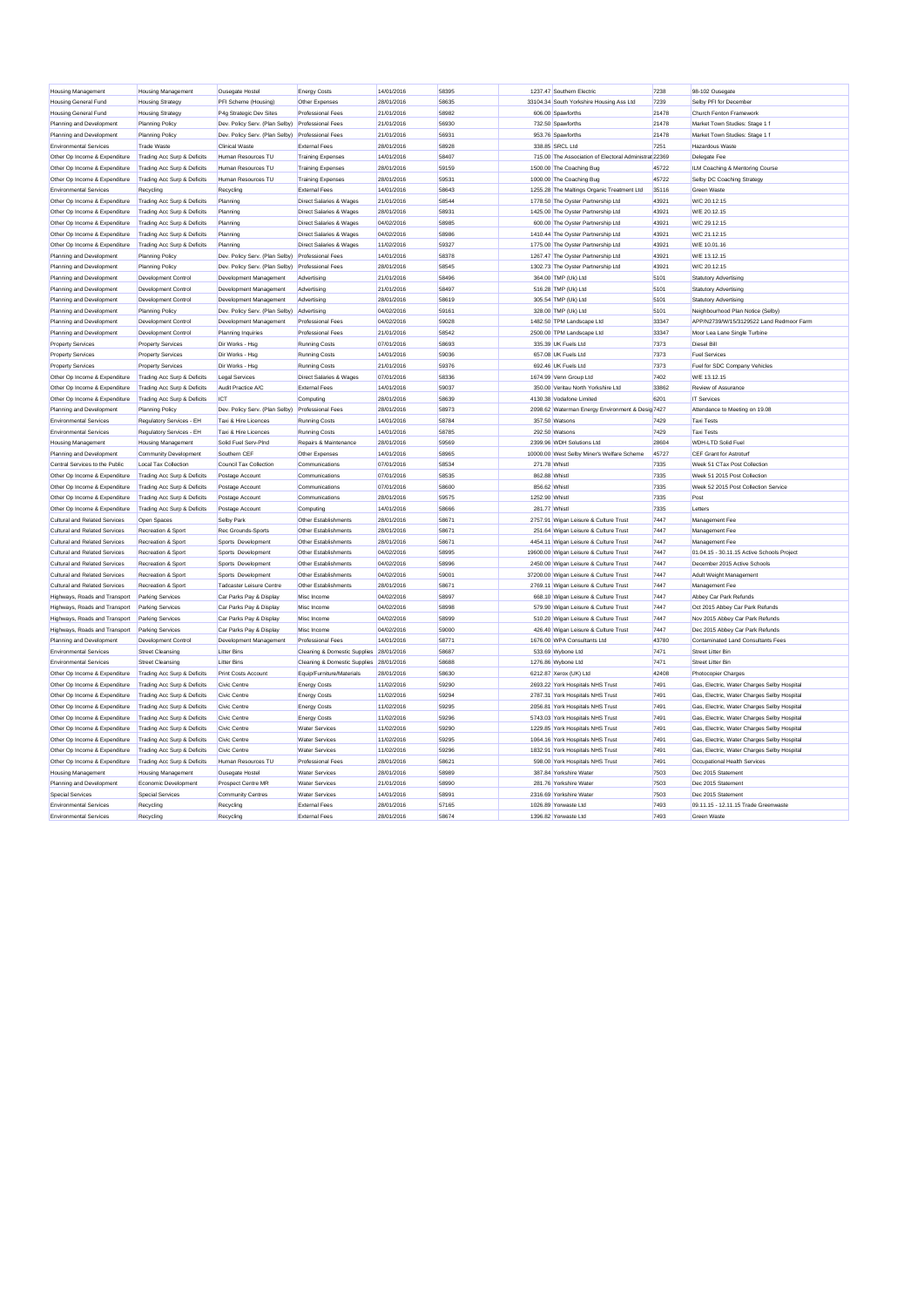| | | | | | | | | | |
|---|---|---|---|---|---|---|---|---|---|
| Housing Management | Housing Management | Ousegate Hostel | Energy Costs | 14/01/2016 | 58395 | 1237.47 | Southern Electric | 7238 | 98-102 Ousegate |
| Housing General Fund | Housing Strategy | PFI Scheme (Housing) | Other Expenses | 28/01/2016 | 58635 | 33104.34 | South Yorkshire Housing Ass Ltd | 7239 | Selby PFI for December |
| Housing General Fund | Housing Strategy | P4g Strategic Dev Sites | Professional Fees | 21/01/2016 | 58982 | 606.00 | Spawforths | 21478 | Church Fenton Framework |
| Planning and Development | Planning Policy | Dev. Policy Serv. (Plan Selby) | Professional Fees | 21/01/2016 | 56930 | 732.50 | Spawforths | 21478 | Market Town Studies: Stage 1 f |
| Planning and Development | Planning Policy | Dev. Policy Serv. (Plan Selby) | Professional Fees | 21/01/2016 | 56931 | 953.76 | Spawforths | 21478 | Market Town Studies: Stage 1 f |
| Environmental Services | Trade Waste | Clinical Waste | External Fees | 28/01/2016 | 58928 | 338.85 | SRCL Ltd | 7251 | Hazardous Waste |
| Other Op Income & Expenditure | Trading Acc Surp & Deficits | Human Resources TU | Training Expenses | 14/01/2016 | 58407 | 715.00 | The Association of Electoral Administrat | 22369 | Delegate Fee |
| Other Op Income & Expenditure | Trading Acc Surp & Deficits | Human Resources TU | Training Expenses | 28/01/2016 | 59159 | 1500.00 | The Coaching Bug | 45722 | ILM Coaching & Mentoring Course |
| Other Op Income & Expenditure | Trading Acc Surp & Deficits | Human Resources TU | Training Expenses | 28/01/2016 | 59531 | 1000.00 | The Coaching Bug | 45722 | Selby DC Coaching Strategy |
| Environmental Services | Recycling | Recycling | External Fees | 14/01/2016 | 58643 | 1255.28 | The Maltings Organic Treatment Ltd | 35116 | Green Waste |
| Other Op Income & Expenditure | Trading Acc Surp & Deficits | Planning | Direct Salaries & Wages | 21/01/2016 | 58544 | 1778.50 | The Oyster Partnership Ltd | 43921 | W/C 20.12.15 |
| Other Op Income & Expenditure | Trading Acc Surp & Deficits | Planning | Direct Salaries & Wages | 28/01/2016 | 58931 | 1425.00 | The Oyster Partnership Ltd | 43921 | W/E 20.12.15 |
| Other Op Income & Expenditure | Trading Acc Surp & Deficits | Planning | Direct Salaries & Wages | 04/02/2016 | 58985 | 600.00 | The Oyster Partnership Ltd | 43921 | W/C 29.12.15 |
| Other Op Income & Expenditure | Trading Acc Surp & Deficits | Planning | Direct Salaries & Wages | 04/02/2016 | 58986 | 1410.44 | The Oyster Partnership Ltd | 43921 | W/C 21.12.15 |
| Other Op Income & Expenditure | Trading Acc Surp & Deficits | Planning | Direct Salaries & Wages | 11/02/2016 | 59327 | 1775.00 | The Oyster Partnership Ltd | 43921 | W/E 10.01.16 |
| Planning and Development | Planning Policy | Dev. Policy Serv. (Plan Selby) | Professional Fees | 14/01/2016 | 58378 | 1267.47 | The Oyster Partnership Ltd | 43921 | W/E 13.12.15 |
| Planning and Development | Planning Policy | Dev. Policy Serv. (Plan Selby) | Professional Fees | 28/01/2016 | 58545 | 1302.73 | The Oyster Partnership Ltd | 43921 | W/C 20.12.15 |
| Planning and Development | Development Control | Development Management | Advertising | 21/01/2016 | 58496 | 364.00 | TMP (Uk) Ltd | 5101 | Statutory Advertising |
| Planning and Development | Development Control | Development Management | Advertising | 21/01/2016 | 58497 | 516.28 | TMP (Uk) Ltd | 5101 | Statutory Advertising |
| Planning and Development | Development Control | Development Management | Advertising | 28/01/2016 | 58619 | 305.54 | TMP (Uk) Ltd | 5101 | Statutory Advertising |
| Planning and Development | Planning Policy | Dev. Policy Serv. (Plan Selby) | Advertising | 04/02/2016 | 59161 | 328.00 | TMP (Uk) Ltd | 5101 | Neighbourhood Plan Notice (Selby) |
| Planning and Development | Development Control | Development Management | Professional Fees | 04/02/2016 | 59028 | 1482.50 | TPM Landscape Ltd | 33347 | APP/N2739/W/15/3129522 Land Redmoor Farm |
| Planning and Development | Development Control | Planning Inquiries | Professional Fees | 21/01/2016 | 58542 | 2500.00 | TPM Landscape Ltd | 33347 | Moor Lea Lane Single Turbine |
| Property Services | Property Services | Dir Works - Hsg | Running Costs | 07/01/2016 | 58693 | 335.39 | UK Fuels Ltd | 7373 | Diesel Bill |
| Property Services | Property Services | Dir Works - Hsg | Running Costs | 14/01/2016 | 59036 | 657.08 | UK Fuels Ltd | 7373 | Fuel Services |
| Property Services | Property Services | Dir Works - Hsg | Running Costs | 21/01/2016 | 59376 | 692.46 | UK Fuels Ltd | 7373 | Fuel for SDC Company Vehicles |
| Other Op Income & Expenditure | Trading Acc Surp & Deficits | Legal Services | Direct Salaries & Wages | 07/01/2016 | 58336 | 1674.99 | Venn Group Ltd | 7402 | W/E 13.12.15 |
| Other Op Income & Expenditure | Trading Acc Surp & Deficits | Audit Practice A/C | External Fees | 14/01/2016 | 59037 | 350.00 | Veritau North Yorkshire Ltd | 33862 | Review of Assurance |
| Other Op Income & Expenditure | Trading Acc Surp & Deficits | ICT | Computing | 28/01/2016 | 58639 | 4130.38 | Vodafone Limited | 6201 | IT Services |
| Planning and Development | Planning Policy | Dev. Policy Serv. (Plan Selby) | Professional Fees | 28/01/2016 | 58973 | 2098.62 | Waterman Energy Environment & Desig | 7427 | Attendance to Meeting on 19.08 |
| Environmental Services | Regulatory Services - EH | Taxi & Hire Licences | Running Costs | 14/01/2016 | 58784 | 357.50 | Watsons | 7429 | Taxi Tests |
| Environmental Services | Regulatory Services - EH | Taxi & Hire Licences | Running Costs | 14/01/2016 | 58785 | 292.50 | Watsons | 7429 | Taxi Tests |
| Housing Management | Housing Management | Solid Fuel Serv-Plnd | Repairs & Maintenance | 28/01/2016 | 59569 | 2399.96 | WDH Solutions Ltd | 28604 | WDH-LTD Solid Fuel |
| Planning and Development | Community Development | Southern CEF | Other Expenses | 14/01/2016 | 58965 | 10000.00 | West Selby Miner's Welfare Scheme | 45727 | CEF Grant for Astroturf |
| Central Services to the Public | Local Tax Collection | Council Tax Collection | Communications | 07/01/2016 | 58534 | 271.78 | Whistl | 7335 | Week 51 CTax Post Collection |
| Other Op Income & Expenditure | Trading Acc Surp & Deficits | Postage Account | Communications | 07/01/2016 | 58535 | 862.88 | Whistl | 7335 | Week 51 2015 Post Collection |
| Other Op Income & Expenditure | Trading Acc Surp & Deficits | Postage Account | Communications | 07/01/2016 | 58600 | 856.62 | Whistl | 7335 | Week 52 2015 Post Collection Service |
| Other Op Income & Expenditure | Trading Acc Surp & Deficits | Postage Account | Communications | 28/01/2016 | 59575 | 1252.90 | Whistl | 7335 | Post |
| Other Op Income & Expenditure | Trading Acc Surp & Deficits | Postage Account | Computing | 14/01/2016 | 58666 | 281.77 | Whistl | 7335 | Letters |
| Cultural and Related Services | Open Spaces | Selby Park | Other Establishments | 28/01/2016 | 58671 | 2757.91 | Wigan Leisure & Culture Trust | 7447 | Management Fee |
| Cultural and Related Services | Recreation & Sport | Rec Grounds-Sports | Other Establishments | 28/01/2016 | 58671 | 251.64 | Wigan Leisure & Culture Trust | 7447 | Management Fee |
| Cultural and Related Services | Recreation & Sport | Sports Development | Other Establishments | 28/01/2016 | 58671 | 4454.11 | Wigan Leisure & Culture Trust | 7447 | Management Fee |
| Cultural and Related Services | Recreation & Sport | Sports Development | Other Establishments | 04/02/2016 | 58995 | 19600.00 | Wigan Leisure & Culture Trust | 7447 | 01.04.15 - 30.11.15 Active Schools Project |
| Cultural and Related Services | Recreation & Sport | Sports Development | Other Establishments | 04/02/2016 | 58996 | 2450.00 | Wigan Leisure & Culture Trust | 7447 | December 2015 Active Schools |
| Cultural and Related Services | Recreation & Sport | Sports Development | Other Establishments | 04/02/2016 | 59001 | 37200.00 | Wigan Leisure & Culture Trust | 7447 | Adult Weight Management |
| Cultural and Related Services | Recreation & Sport | Tadcaster Leisure Centre | Other Establishments | 28/01/2016 | 58671 | 2769.11 | Wigan Leisure & Culture Trust | 7447 | Management Fee |
| Highways, Roads and Transport | Parking Services | Car Parks Pay & Display | Misc Income | 04/02/2016 | 58997 | 668.10 | Wigan Leisure & Culture Trust | 7447 | Abbey Car Park Refunds |
| Highways, Roads and Transport | Parking Services | Car Parks Pay & Display | Misc Income | 04/02/2016 | 58998 | 579.90 | Wigan Leisure & Culture Trust | 7447 | Oct 2015 Abbey Car Park Refunds |
| Highways, Roads and Transport | Parking Services | Car Parks Pay & Display | Misc Income | 04/02/2016 | 58999 | 510.20 | Wigan Leisure & Culture Trust | 7447 | Nov 2015 Abbey Car Park Refunds |
| Highways, Roads and Transport | Parking Services | Car Parks Pay & Display | Misc Income | 04/02/2016 | 59000 | 426.40 | Wigan Leisure & Culture Trust | 7447 | Dec 2015 Abbey Car Park Refunds |
| Planning and Development | Development Control | Development Management | Professional Fees | 14/01/2016 | 58771 | 1676.00 | WPA Consultants Ltd | 43780 | Contaminated Land Consultants Fees |
| Environmental Services | Street Cleansing | Litter Bins | Cleaning & Domestic Supplies | 28/01/2016 | 58687 | 533.69 | Wybone Ltd | 7471 | Street Litter Bin |
| Environmental Services | Street Cleansing | Litter Bins | Cleaning & Domestic Supplies | 28/01/2016 | 58688 | 1276.86 | Wybone Ltd | 7471 | Street Litter Bin |
| Other Op Income & Expenditure | Trading Acc Surp & Deficits | Print Costs Account | Equip/Furniture/Materials | 28/01/2016 | 58630 | 6212.87 | Xerox (UK) Ltd | 42408 | Photocopier Charges |
| Other Op Income & Expenditure | Trading Acc Surp & Deficits | Civic Centre | Energy Costs | 11/02/2016 | 59290 | 2693.22 | York Hospitals NHS Trust | 7491 | Gas, Electric, Water Charges Selby Hospital |
| Other Op Income & Expenditure | Trading Acc Surp & Deficits | Civic Centre | Energy Costs | 11/02/2016 | 59294 | 2787.31 | York Hospitals NHS Trust | 7491 | Gas, Electric, Water Charges Selby Hospital |
| Other Op Income & Expenditure | Trading Acc Surp & Deficits | Civic Centre | Energy Costs | 11/02/2016 | 59295 | 2056.81 | York Hospitals NHS Trust | 7491 | Gas, Electric, Water Charges Selby Hospital |
| Other Op Income & Expenditure | Trading Acc Surp & Deficits | Civic Centre | Energy Costs | 11/02/2016 | 59296 | 5743.03 | York Hospitals NHS Trust | 7491 | Gas, Electric, Water Charges Selby Hospital |
| Other Op Income & Expenditure | Trading Acc Surp & Deficits | Civic Centre | Water Services | 11/02/2016 | 59290 | 1229.85 | York Hospitals NHS Trust | 7491 | Gas, Electric, Water Charges Selby Hospital |
| Other Op Income & Expenditure | Trading Acc Surp & Deficits | Civic Centre | Water Services | 11/02/2016 | 59295 | 1064.16 | York Hospitals NHS Trust | 7491 | Gas, Electric, Water Charges Selby Hospital |
| Other Op Income & Expenditure | Trading Acc Surp & Deficits | Civic Centre | Water Services | 11/02/2016 | 59296 | 1832.91 | York Hospitals NHS Trust | 7491 | Gas, Electric, Water Charges Selby Hospital |
| Other Op Income & Expenditure | Trading Acc Surp & Deficits | Human Resources TU | Professional Fees | 28/01/2016 | 58621 | 598.00 | York Hospitals NHS Trust | 7491 | Occupational Health Services |
| Housing Management | Housing Management | Ousegate Hostel | Water Services | 28/01/2016 | 58989 | 387.84 | Yorkshire Water | 7503 | Dec 2015 Statement |
| Planning and Development | Economic Development | Prospect Centre MR | Water Services | 21/01/2016 | 58990 | 281.76 | Yorkshire Water | 7503 | Dec 2015 Statement |
| Special Services | Special Services | Community Centres | Water Services | 14/01/2016 | 58991 | 2316.69 | Yorkshire Water | 7503 | Dec 2015 Statement |
| Environmental Services | Recycling | Recycling | External Fees | 28/01/2016 | 57165 | 1026.89 | Yorwaste Ltd | 7493 | 09.11.15 - 12.11.15 Trade Greenwaste |
| Environmental Services | Recycling | Recycling | External Fees | 28/01/2016 | 58674 | 1396.82 | Yorwaste Ltd | 7493 | Green Waste |